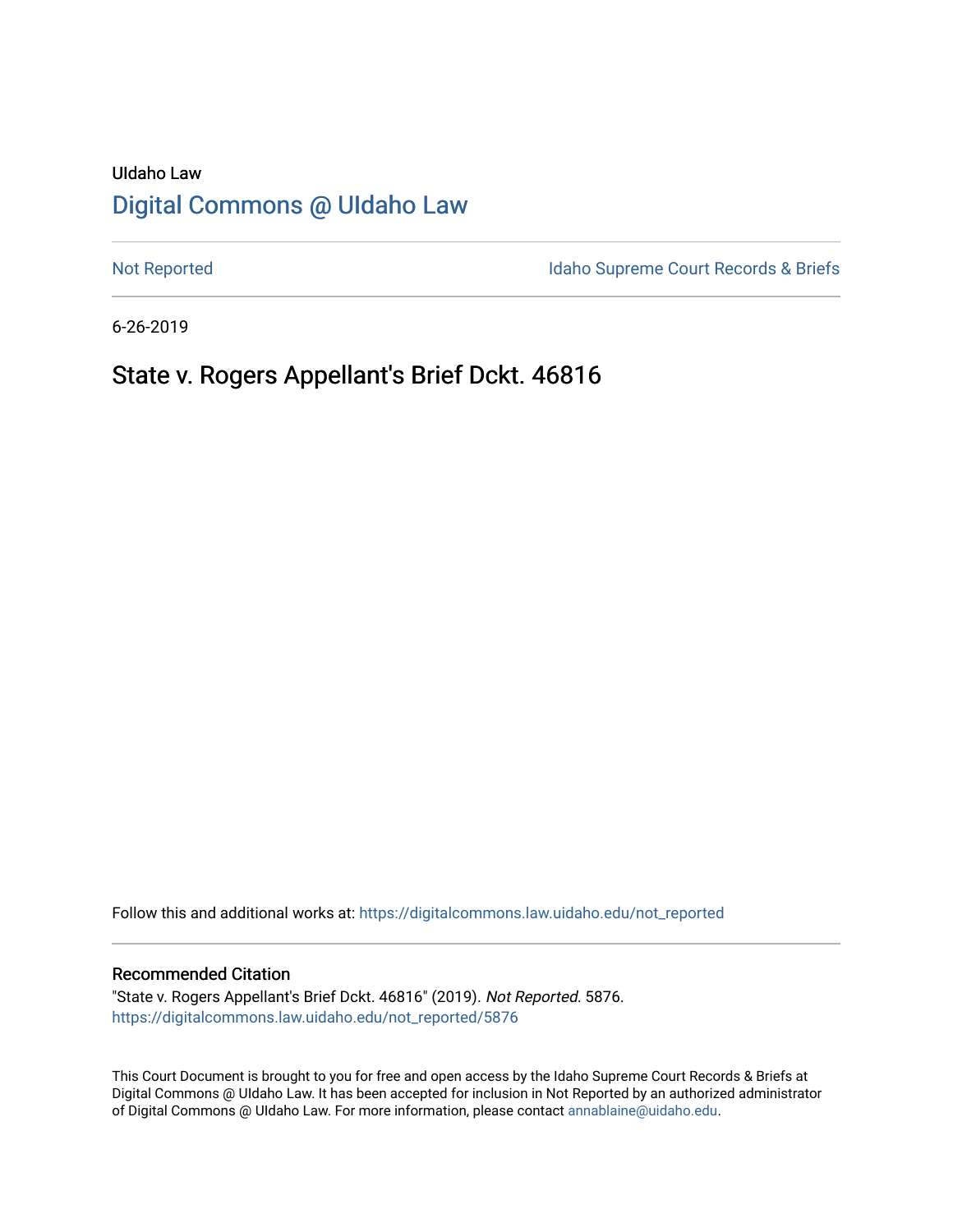UIdaho Law

# Digital Commons @ UIdaho Law

Not Reported

Idaho Supreme Court Records & Briefs

6-26-2019

## State v. Rogers Appellant's Brief Dckt. 46816

Follow this and additional works at: https://digitalcommons.law.uidaho.edu/not_reported

### Recommended Citation

"State v. Rogers Appellant's Brief Dckt. 46816" (2019). *Not Reported*. 5876.
https://digitalcommons.law.uidaho.edu/not_reported/5876

This Court Document is brought to you for free and open access by the Idaho Supreme Court Records & Briefs at Digital Commons @ UIdaho Law. It has been accepted for inclusion in Not Reported by an authorized administrator of Digital Commons @ UIdaho Law. For more information, please contact annablaine@uidaho.edu.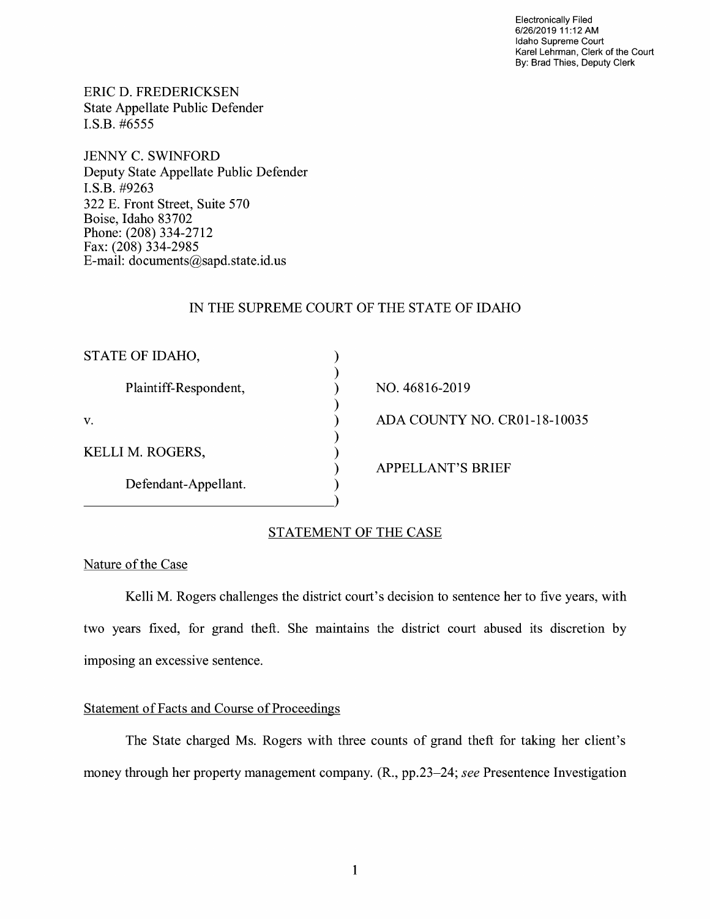Electronically Filed
6/26/2019 11:12 AM
Idaho Supreme Court
Karel Lehrman, Clerk of the Court
By: Brad Thies, Deputy Clerk

ERIC D. FREDERICKSEN
State Appellate Public Defender
I.S.B. #6555

JENNY C. SWINFORD
Deputy State Appellate Public Defender
I.S.B. #9263
322 E. Front Street, Suite 570
Boise, Idaho 83702
Phone: (208) 334-2712
Fax: (208) 334-2985
E-mail: documents@sapd.state.id.us

IN THE SUPREME COURT OF THE STATE OF IDAHO

| | | |
|---|---|---|
| STATE OF IDAHO, | ) | |
| | ) | |
| Plaintiff-Respondent, | ) | NO. 46816-2019 |
| | ) | |
| v. | ) | ADA COUNTY NO. CR01-18-10035 |
| | ) | |
| KELLI M. ROGERS, | ) | |
| | ) | APPELLANT'S BRIEF |
| Defendant-Appellant. | ) | |
| | ) | |

## STATEMENT OF THE CASE

### Nature of the Case

Kelli M. Rogers challenges the district court's decision to sentence her to five years, with two years fixed, for grand theft. She maintains the district court abused its discretion by imposing an excessive sentence.

### Statement of Facts and Course of Proceedings

The State charged Ms. Rogers with three counts of grand theft for taking her client's money through her property management company. (R., pp.23–24; *see* Presentence Investigation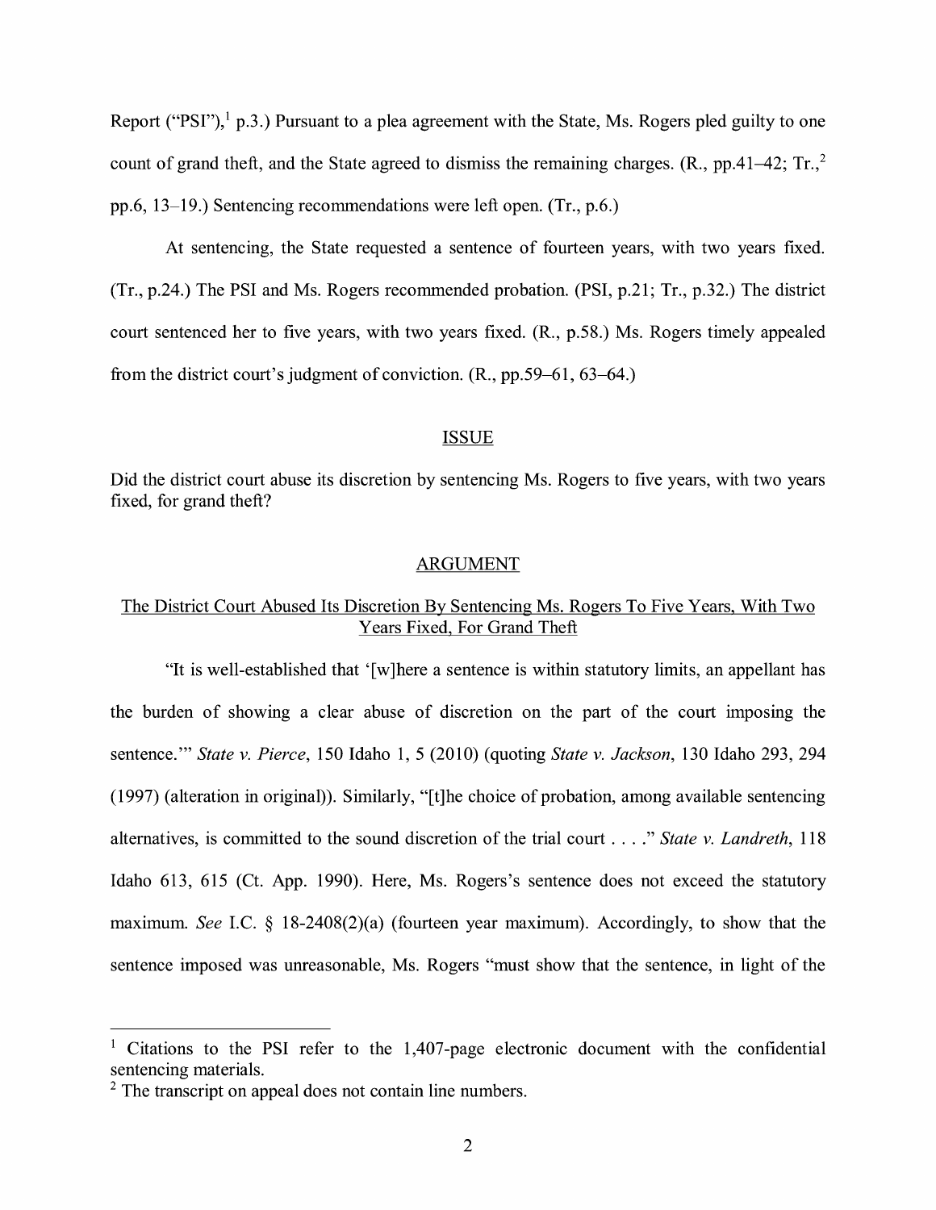Report ("PSI"),[1] p.3.) Pursuant to a plea agreement with the State, Ms. Rogers pled guilty to one count of grand theft, and the State agreed to dismiss the remaining charges. (R., pp.41–42; Tr.,[2] pp.6, 13–19.) Sentencing recommendations were left open. (Tr., p.6.)

At sentencing, the State requested a sentence of fourteen years, with two years fixed. (Tr., p.24.) The PSI and Ms. Rogers recommended probation. (PSI, p.21; Tr., p.32.) The district court sentenced her to five years, with two years fixed. (R., p.58.) Ms. Rogers timely appealed from the district court's judgment of conviction. (R., pp.59–61, 63–64.)

## ISSUE

Did the district court abuse its discretion by sentencing Ms. Rogers to five years, with two years fixed, for grand theft?

## ARGUMENT

### The District Court Abused Its Discretion By Sentencing Ms. Rogers To Five Years, With Two Years Fixed, For Grand Theft

"It is well-established that '[w]here a sentence is within statutory limits, an appellant has the burden of showing a clear abuse of discretion on the part of the court imposing the sentence.'" *State v. Pierce*, 150 Idaho 1, 5 (2010) (quoting *State v. Jackson*, 130 Idaho 293, 294 (1997) (alteration in original)). Similarly, "[t]he choice of probation, among available sentencing alternatives, is committed to the sound discretion of the trial court . . . ." *State v. Landreth*, 118 Idaho 613, 615 (Ct. App. 1990). Here, Ms. Rogers's sentence does not exceed the statutory maximum. *See* I.C. § 18-2408(2)(a) (fourteen year maximum). Accordingly, to show that the sentence imposed was unreasonable, Ms. Rogers "must show that the sentence, in light of the

---

[1] Citations to the PSI refer to the 1,407-page electronic document with the confidential sentencing materials.

[2] The transcript on appeal does not contain line numbers.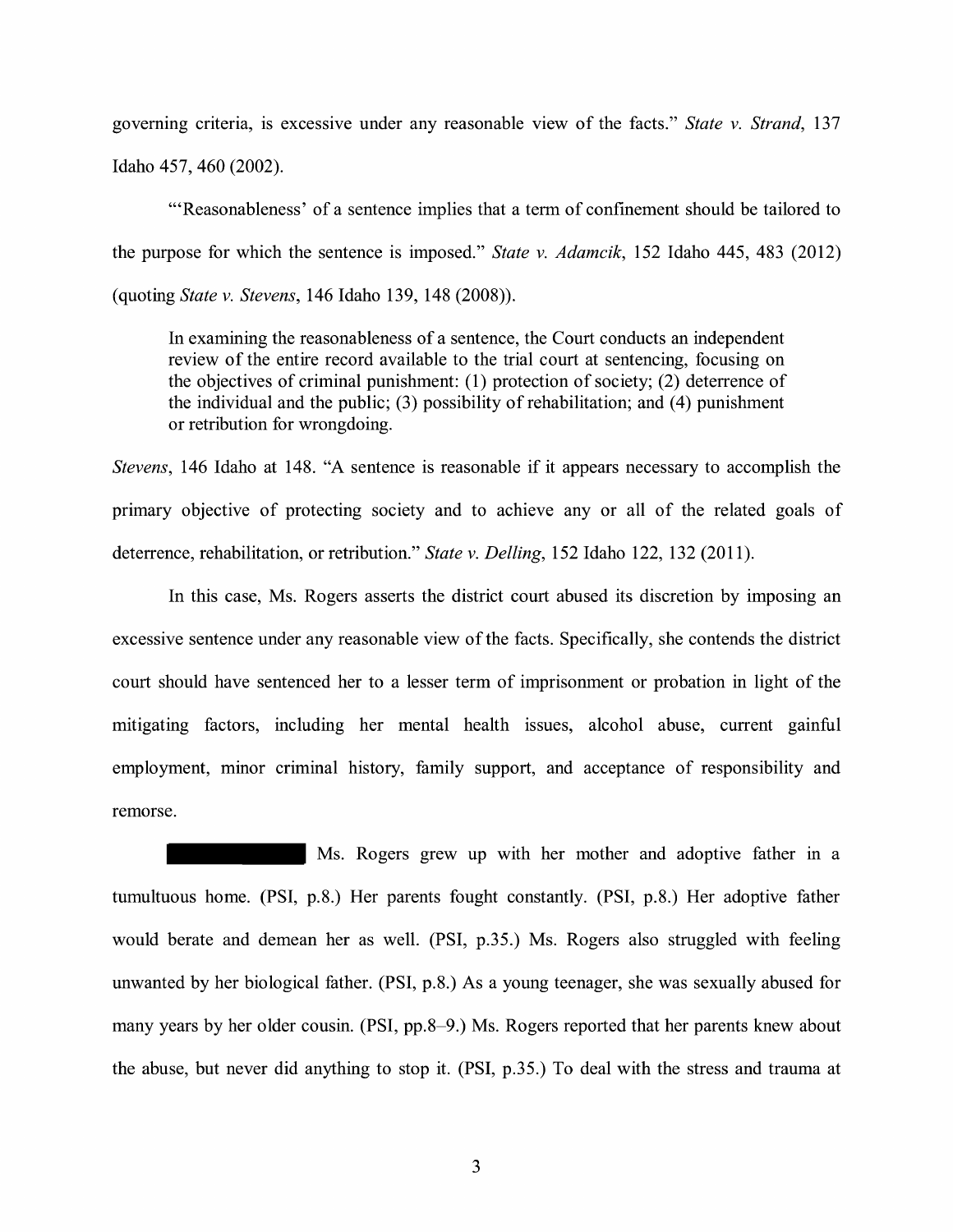governing criteria, is excessive under any reasonable view of the facts." *State v. Strand*, 137 Idaho 457, 460 (2002).

"'Reasonableness' of a sentence implies that a term of confinement should be tailored to the purpose for which the sentence is imposed." *State v. Adamcik*, 152 Idaho 445, 483 (2012) (quoting *State v. Stevens*, 146 Idaho 139, 148 (2008)).

> In examining the reasonableness of a sentence, the Court conducts an independent review of the entire record available to the trial court at sentencing, focusing on the objectives of criminal punishment: (1) protection of society; (2) deterrence of the individual and the public; (3) possibility of rehabilitation; and (4) punishment or retribution for wrongdoing.

*Stevens*, 146 Idaho at 148. "A sentence is reasonable if it appears necessary to accomplish the primary objective of protecting society and to achieve any or all of the related goals of deterrence, rehabilitation, or retribution." *State v. Delling*, 152 Idaho 122, 132 (2011).

In this case, Ms. Rogers asserts the district court abused its discretion by imposing an excessive sentence under any reasonable view of the facts. Specifically, she contends the district court should have sentenced her to a lesser term of imprisonment or probation in light of the mitigating factors, including her mental health issues, alcohol abuse, current gainful employment, minor criminal history, family support, and acceptance of responsibility and remorse.

[REDACTED] Ms. Rogers grew up with her mother and adoptive father in a tumultuous home. (PSI, p.8.) Her parents fought constantly. (PSI, p.8.) Her adoptive father would berate and demean her as well. (PSI, p.35.) Ms. Rogers also struggled with feeling unwanted by her biological father. (PSI, p.8.) As a young teenager, she was sexually abused for many years by her older cousin. (PSI, pp.8–9.) Ms. Rogers reported that her parents knew about the abuse, but never did anything to stop it. (PSI, p.35.) To deal with the stress and trauma at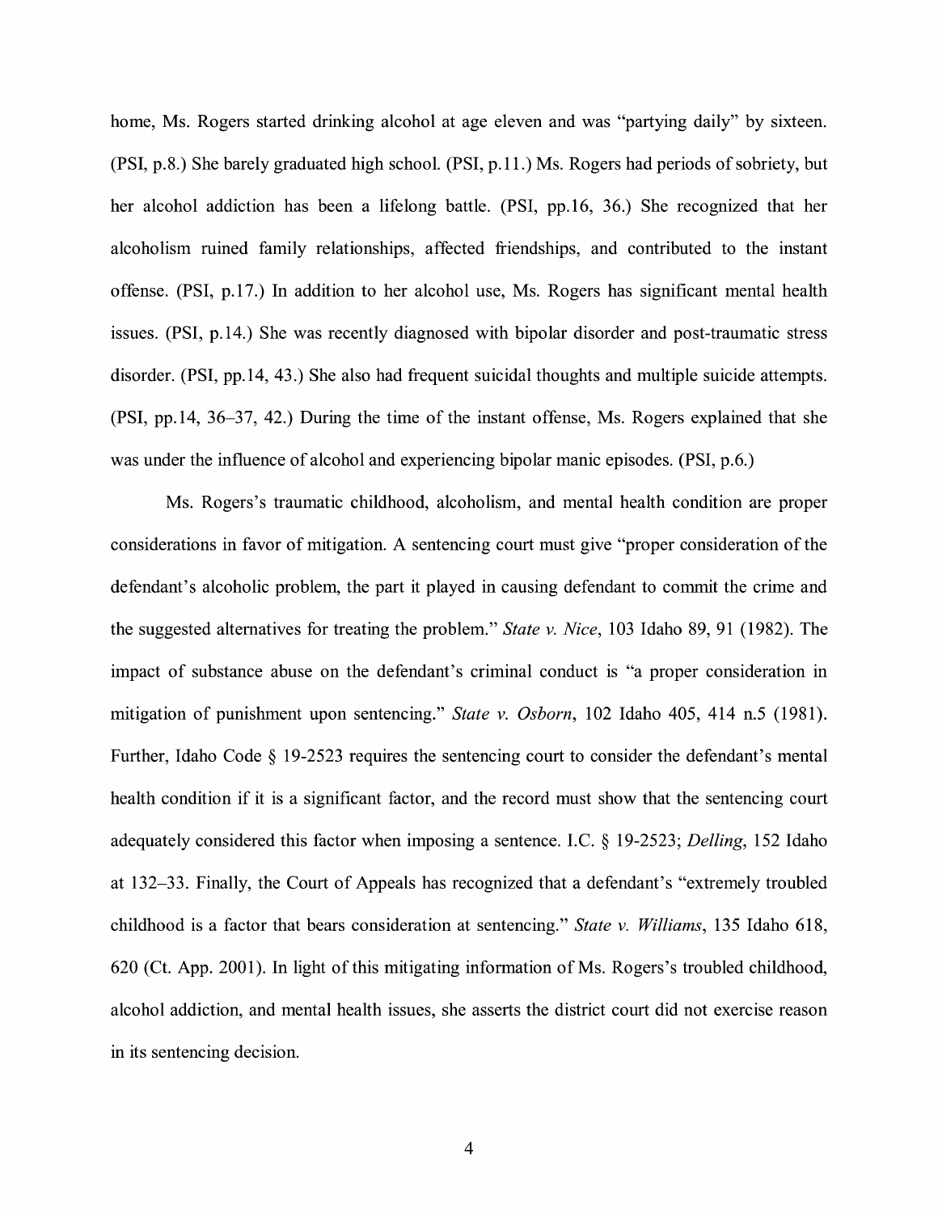home, Ms. Rogers started drinking alcohol at age eleven and was "partying daily" by sixteen. (PSI, p.8.) She barely graduated high school. (PSI, p.11.) Ms. Rogers had periods of sobriety, but her alcohol addiction has been a lifelong battle. (PSI, pp.16, 36.) She recognized that her alcoholism ruined family relationships, affected friendships, and contributed to the instant offense. (PSI, p.17.) In addition to her alcohol use, Ms. Rogers has significant mental health issues. (PSI, p.14.) She was recently diagnosed with bipolar disorder and post-traumatic stress disorder. (PSI, pp.14, 43.) She also had frequent suicidal thoughts and multiple suicide attempts. (PSI, pp.14, 36–37, 42.) During the time of the instant offense, Ms. Rogers explained that she was under the influence of alcohol and experiencing bipolar manic episodes. (PSI, p.6.)

Ms. Rogers's traumatic childhood, alcoholism, and mental health condition are proper considerations in favor of mitigation. A sentencing court must give "proper consideration of the defendant's alcoholic problem, the part it played in causing defendant to commit the crime and the suggested alternatives for treating the problem." *State v. Nice*, 103 Idaho 89, 91 (1982). The impact of substance abuse on the defendant's criminal conduct is "a proper consideration in mitigation of punishment upon sentencing." *State v. Osborn*, 102 Idaho 405, 414 n.5 (1981). Further, Idaho Code § 19-2523 requires the sentencing court to consider the defendant's mental health condition if it is a significant factor, and the record must show that the sentencing court adequately considered this factor when imposing a sentence. I.C. § 19-2523; *Delling*, 152 Idaho at 132–33. Finally, the Court of Appeals has recognized that a defendant's "extremely troubled childhood is a factor that bears consideration at sentencing." *State v. Williams*, 135 Idaho 618, 620 (Ct. App. 2001). In light of this mitigating information of Ms. Rogers's troubled childhood, alcohol addiction, and mental health issues, she asserts the district court did not exercise reason in its sentencing decision.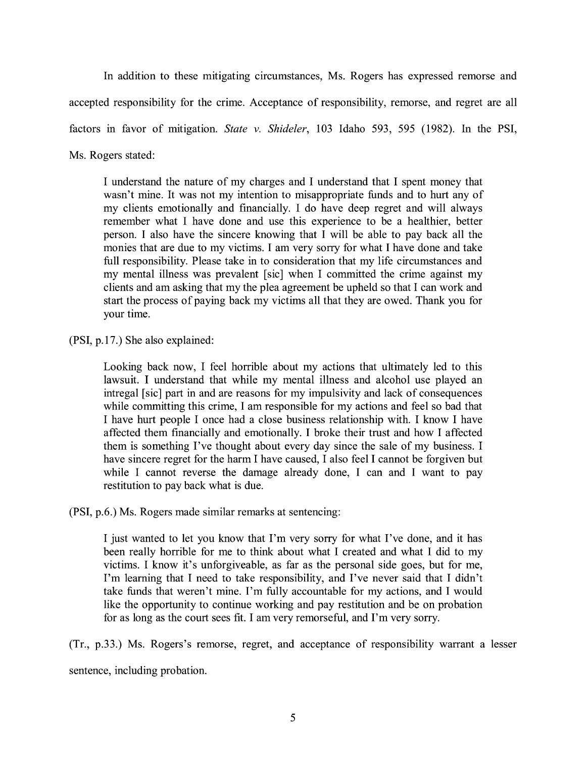In addition to these mitigating circumstances, Ms. Rogers has expressed remorse and accepted responsibility for the crime. Acceptance of responsibility, remorse, and regret are all factors in favor of mitigation. *State v. Shideler*, 103 Idaho 593, 595 (1982). In the PSI, Ms. Rogers stated:

> I understand the nature of my charges and I understand that I spent money that wasn't mine. It was not my intention to misappropriate funds and to hurt any of my clients emotionally and financially. I do have deep regret and will always remember what I have done and use this experience to be a healthier, better person. I also have the sincere knowing that I will be able to pay back all the monies that are due to my victims. I am very sorry for what I have done and take full responsibility. Please take in to consideration that my life circumstances and my mental illness was prevalent [sic] when I committed the crime against my clients and am asking that my the plea agreement be upheld so that I can work and start the process of paying back my victims all that they are owed. Thank you for your time.

(PSI, p.17.) She also explained:

> Looking back now, I feel horrible about my actions that ultimately led to this lawsuit. I understand that while my mental illness and alcohol use played an intregal [sic] part in and are reasons for my impulsivity and lack of consequences while committing this crime, I am responsible for my actions and feel so bad that I have hurt people I once had a close business relationship with. I know I have affected them financially and emotionally. I broke their trust and how I affected them is something I've thought about every day since the sale of my business. I have sincere regret for the harm I have caused, I also feel I cannot be forgiven but while I cannot reverse the damage already done, I can and I want to pay restitution to pay back what is due.

(PSI, p.6.) Ms. Rogers made similar remarks at sentencing:

> I just wanted to let you know that I'm very sorry for what I've done, and it has been really horrible for me to think about what I created and what I did to my victims. I know it's unforgiveable, as far as the personal side goes, but for me, I'm learning that I need to take responsibility, and I've never said that I didn't take funds that weren't mine. I'm fully accountable for my actions, and I would like the opportunity to continue working and pay restitution and be on probation for as long as the court sees fit. I am very remorseful, and I'm very sorry.

(Tr., p.33.) Ms. Rogers's remorse, regret, and acceptance of responsibility warrant a lesser sentence, including probation.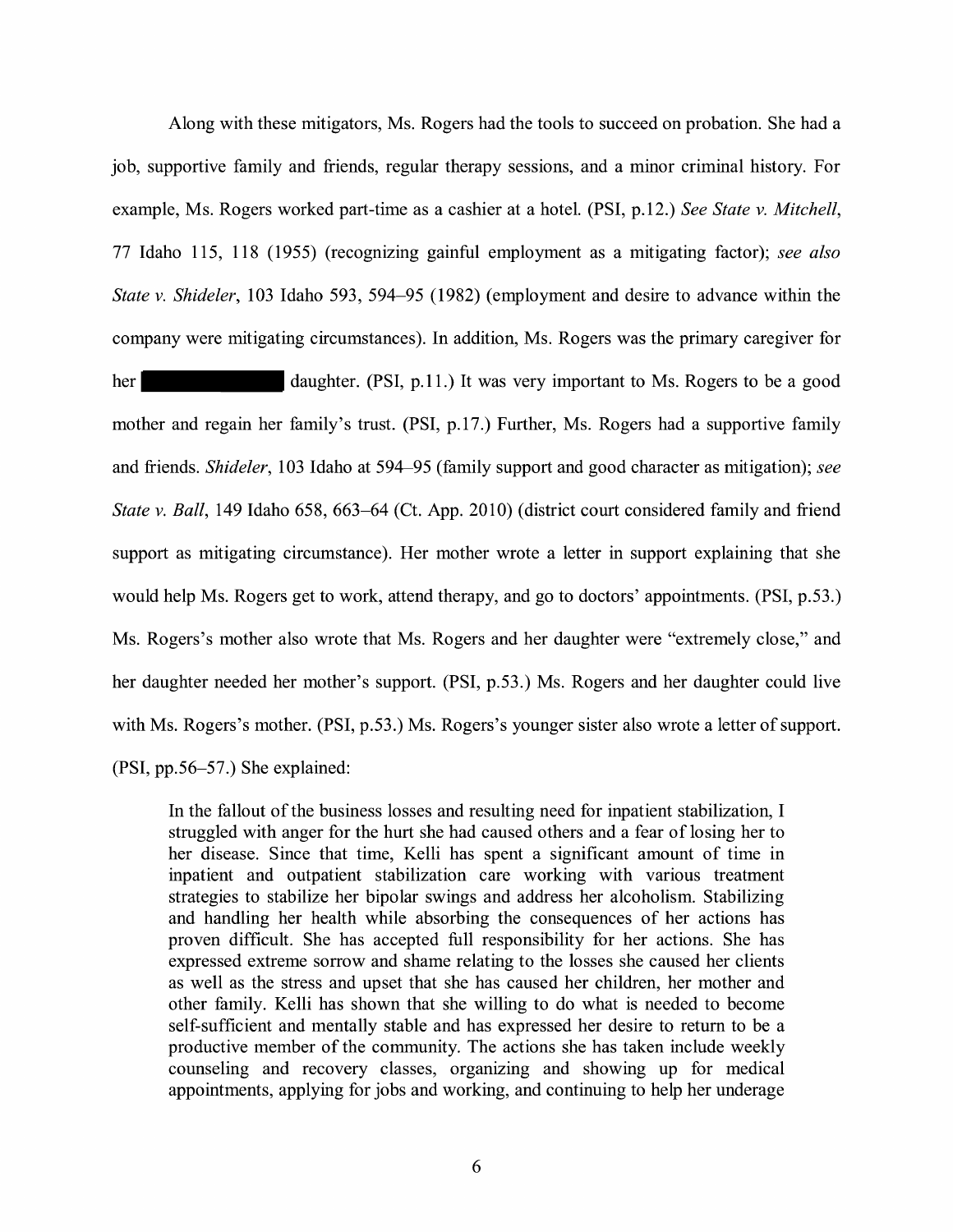Along with these mitigators, Ms. Rogers had the tools to succeed on probation. She had a job, supportive family and friends, regular therapy sessions, and a minor criminal history. For example, Ms. Rogers worked part-time as a cashier at a hotel. (PSI, p.12.) *See State v. Mitchell*, 77 Idaho 115, 118 (1955) (recognizing gainful employment as a mitigating factor); *see also State v. Shideler*, 103 Idaho 593, 594–95 (1982) (employment and desire to advance within the company were mitigating circumstances). In addition, Ms. Rogers was the primary caregiver for her [REDACTED] daughter. (PSI, p.11.) It was very important to Ms. Rogers to be a good mother and regain her family's trust. (PSI, p.17.) Further, Ms. Rogers had a supportive family and friends. *Shideler*, 103 Idaho at 594–95 (family support and good character as mitigation); *see State v. Ball*, 149 Idaho 658, 663–64 (Ct. App. 2010) (district court considered family and friend support as mitigating circumstance). Her mother wrote a letter in support explaining that she would help Ms. Rogers get to work, attend therapy, and go to doctors' appointments. (PSI, p.53.) Ms. Rogers's mother also wrote that Ms. Rogers and her daughter were "extremely close," and her daughter needed her mother's support. (PSI, p.53.) Ms. Rogers and her daughter could live with Ms. Rogers's mother. (PSI, p.53.) Ms. Rogers's younger sister also wrote a letter of support. (PSI, pp.56–57.) She explained:

> In the fallout of the business losses and resulting need for inpatient stabilization, I struggled with anger for the hurt she had caused others and a fear of losing her to her disease. Since that time, Kelli has spent a significant amount of time in inpatient and outpatient stabilization care working with various treatment strategies to stabilize her bipolar swings and address her alcoholism. Stabilizing and handling her health while absorbing the consequences of her actions has proven difficult. She has accepted full responsibility for her actions. She has expressed extreme sorrow and shame relating to the losses she caused her clients as well as the stress and upset that she has caused her children, her mother and other family. Kelli has shown that she willing to do what is needed to become self-sufficient and mentally stable and has expressed her desire to return to be a productive member of the community. The actions she has taken include weekly counseling and recovery classes, organizing and showing up for medical appointments, applying for jobs and working, and continuing to help her underage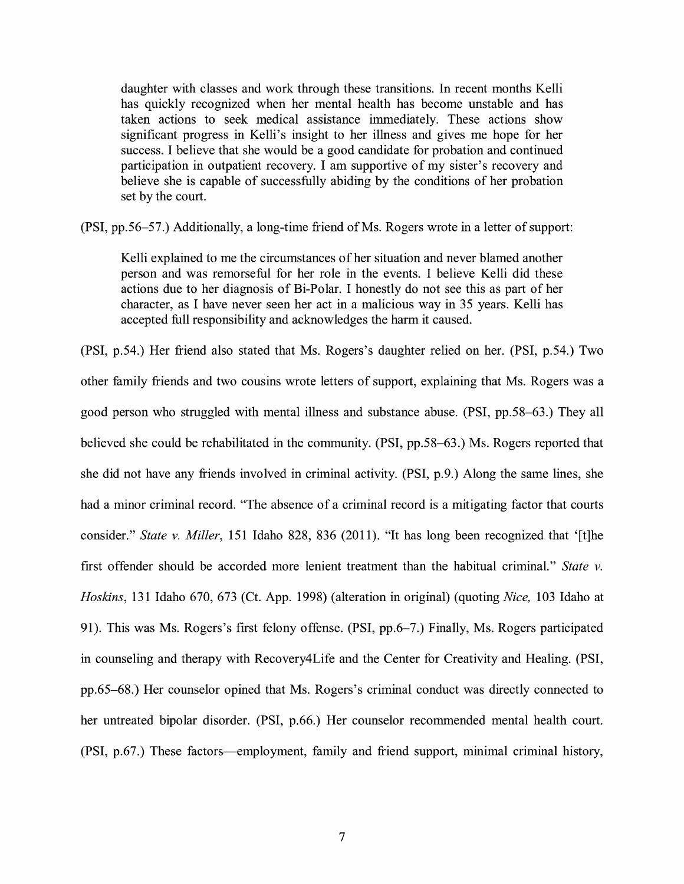> daughter with classes and work through these transitions. In recent months Kelli has quickly recognized when her mental health has become unstable and has taken actions to seek medical assistance immediately. These actions show significant progress in Kelli's insight to her illness and gives me hope for her success. I believe that she would be a good candidate for probation and continued participation in outpatient recovery. I am supportive of my sister's recovery and believe she is capable of successfully abiding by the conditions of her probation set by the court.

(PSI, pp.56–57.) Additionally, a long-time friend of Ms. Rogers wrote in a letter of support:

> Kelli explained to me the circumstances of her situation and never blamed another person and was remorseful for her role in the events. I believe Kelli did these actions due to her diagnosis of Bi-Polar. I honestly do not see this as part of her character, as I have never seen her act in a malicious way in 35 years. Kelli has accepted full responsibility and acknowledges the harm it caused.

(PSI, p.54.) Her friend also stated that Ms. Rogers's daughter relied on her. (PSI, p.54.) Two other family friends and two cousins wrote letters of support, explaining that Ms. Rogers was a good person who struggled with mental illness and substance abuse. (PSI, pp.58–63.) They all believed she could be rehabilitated in the community. (PSI, pp.58–63.) Ms. Rogers reported that she did not have any friends involved in criminal activity. (PSI, p.9.) Along the same lines, she had a minor criminal record. "The absence of a criminal record is a mitigating factor that courts consider." *State v. Miller*, 151 Idaho 828, 836 (2011). "It has long been recognized that '[t]he first offender should be accorded more lenient treatment than the habitual criminal." *State v. Hoskins*, 131 Idaho 670, 673 (Ct. App. 1998) (alteration in original) (quoting *Nice,* 103 Idaho at 91). This was Ms. Rogers's first felony offense. (PSI, pp.6–7.) Finally, Ms. Rogers participated in counseling and therapy with Recovery4Life and the Center for Creativity and Healing. (PSI, pp.65–68.) Her counselor opined that Ms. Rogers's criminal conduct was directly connected to her untreated bipolar disorder. (PSI, p.66.) Her counselor recommended mental health court. (PSI, p.67.) These factors—employment, family and friend support, minimal criminal history,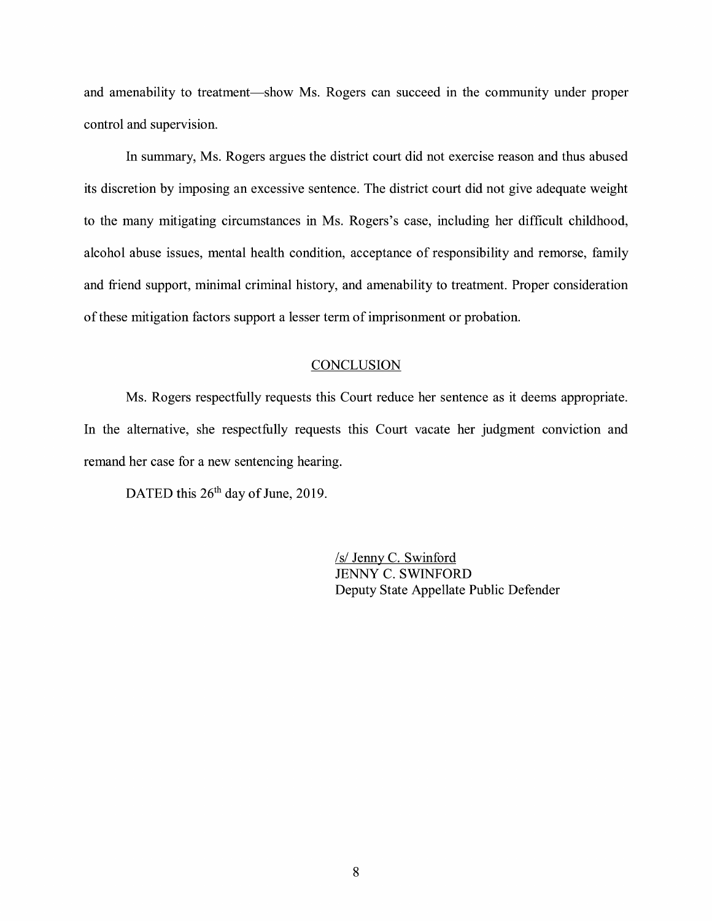and amenability to treatment—show Ms. Rogers can succeed in the community under proper control and supervision.

In summary, Ms. Rogers argues the district court did not exercise reason and thus abused its discretion by imposing an excessive sentence. The district court did not give adequate weight to the many mitigating circumstances in Ms. Rogers's case, including her difficult childhood, alcohol abuse issues, mental health condition, acceptance of responsibility and remorse, family and friend support, minimal criminal history, and amenability to treatment. Proper consideration of these mitigation factors support a lesser term of imprisonment or probation.

## CONCLUSION

Ms. Rogers respectfully requests this Court reduce her sentence as it deems appropriate. In the alternative, she respectfully requests this Court vacate her judgment conviction and remand her case for a new sentencing hearing.

DATED this 26th day of June, 2019.

/s/ Jenny C. Swinford
JENNY C. SWINFORD
Deputy State Appellate Public Defender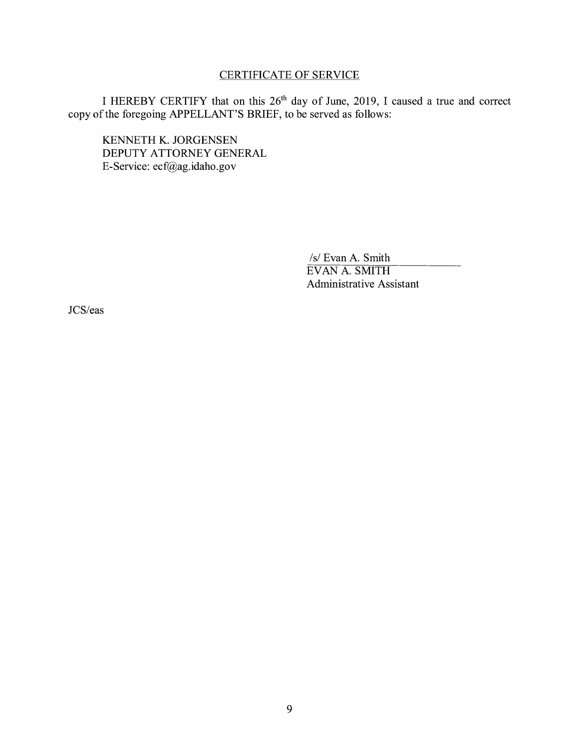## CERTIFICATE OF SERVICE

I HEREBY CERTIFY that on this 26th day of June, 2019, I caused a true and correct copy of the foregoing APPELLANT'S BRIEF, to be served as follows:

KENNETH K. JORGENSEN
DEPUTY ATTORNEY GENERAL
E-Service: ecf@ag.idaho.gov

/s/ Evan A. Smith
EVAN A. SMITH
Administrative Assistant

JCS/eas